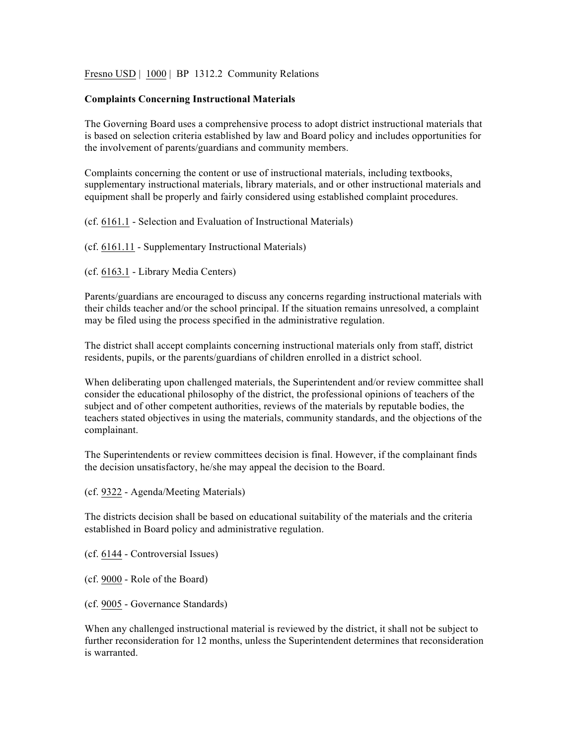Fresno USD | 1000 | BP 1312.2 Community Relations

**Complaints Concerning Instructional Materials**

The Governing Board uses a comprehensive process to adopt district instructional materials that is based on selection criteria established by law and Board policy and includes opportunities for the involvement of parents/guardians and community members.

Complaints concerning the content or use of instructional materials, including textbooks, supplementary instructional materials, library materials, and or other instructional materials and equipment shall be properly and fairly considered using established complaint procedures.

(cf. 6161.1 - Selection and Evaluation of Instructional Materials)

(cf. 6161.11 - Supplementary Instructional Materials)

(cf. 6163.1 - Library Media Centers)

Parents/guardians are encouraged to discuss any concerns regarding instructional materials with their childs teacher and/or the school principal. If the situation remains unresolved, a complaint may be filed using the process specified in the administrative regulation.

The district shall accept complaints concerning instructional materials only from staff, district residents, pupils, or the parents/guardians of children enrolled in a district school.

When deliberating upon challenged materials, the Superintendent and/or review committee shall consider the educational philosophy of the district, the professional opinions of teachers of the subject and of other competent authorities, reviews of the materials by reputable bodies, the teachers stated objectives in using the materials, community standards, and the objections of the complainant.

The Superintendents or review committees decision is final. However, if the complainant finds the decision unsatisfactory, he/she may appeal the decision to the Board.

(cf. 9322 - Agenda/Meeting Materials)

The districts decision shall be based on educational suitability of the materials and the criteria established in Board policy and administrative regulation.

(cf. 6144 - Controversial Issues)

(cf. 9000 - Role of the Board)

(cf. 9005 - Governance Standards)

When any challenged instructional material is reviewed by the district, it shall not be subject to further reconsideration for 12 months, unless the Superintendent determines that reconsideration is warranted.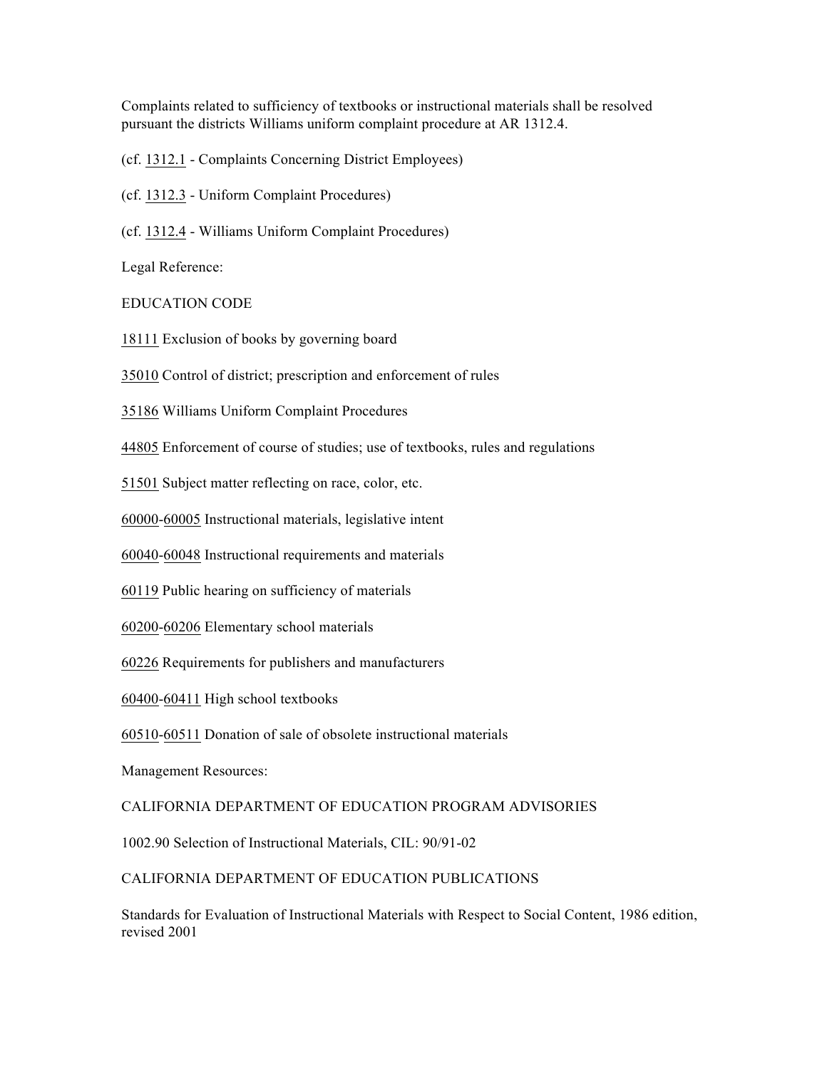Complaints related to sufficiency of textbooks or instructional materials shall be resolved pursuant the districts Williams uniform complaint procedure at AR 1312.4.

(cf. 1312.1 - Complaints Concerning District Employees)

(cf. 1312.3 - Uniform Complaint Procedures)

(cf. 1312.4 - Williams Uniform Complaint Procedures)

Legal Reference:

EDUCATION CODE

18111 Exclusion of books by governing board

35010 Control of district; prescription and enforcement of rules

35186 Williams Uniform Complaint Procedures

44805 Enforcement of course of studies; use of textbooks, rules and regulations

51501 Subject matter reflecting on race, color, etc.

60000-60005 Instructional materials, legislative intent

60040-60048 Instructional requirements and materials

60119 Public hearing on sufficiency of materials

60200-60206 Elementary school materials

60226 Requirements for publishers and manufacturers

60400-60411 High school textbooks

60510-60511 Donation of sale of obsolete instructional materials

Management Resources:

CALIFORNIA DEPARTMENT OF EDUCATION PROGRAM ADVISORIES

1002.90 Selection of Instructional Materials, CIL: 90/91-02

CALIFORNIA DEPARTMENT OF EDUCATION PUBLICATIONS

Standards for Evaluation of Instructional Materials with Respect to Social Content, 1986 edition, revised 2001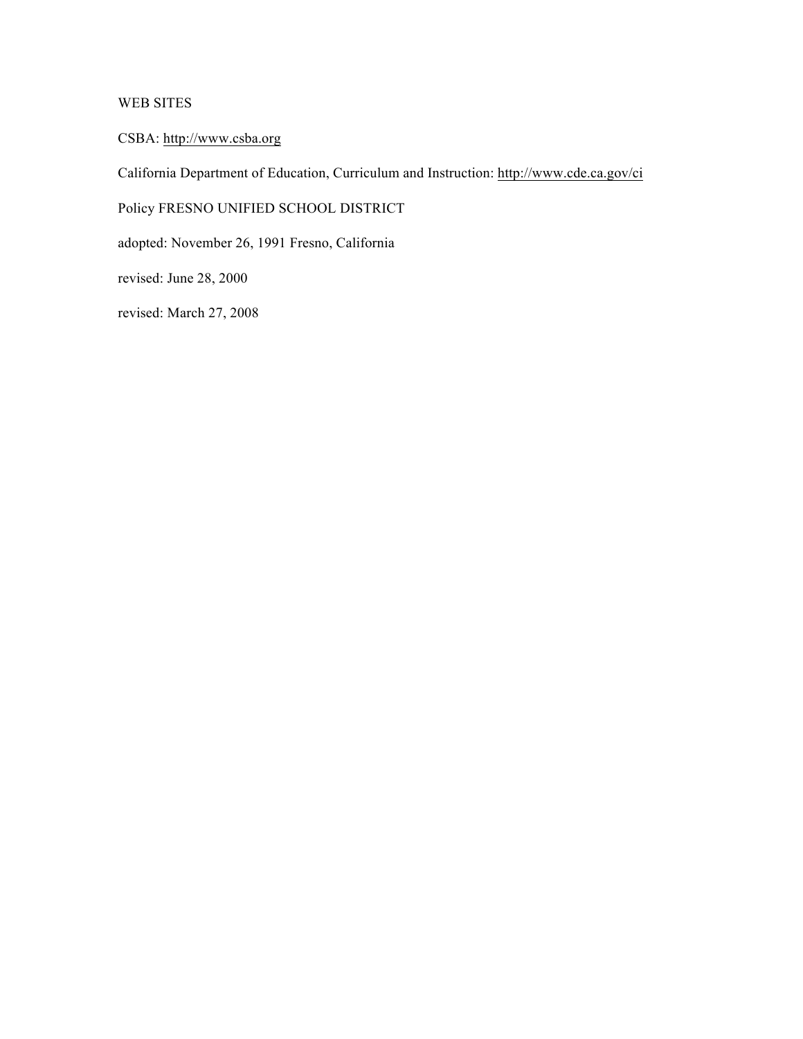WEB SITES

CSBA: http://www.csba.org

California Department of Education, Curriculum and Instruction: http://www.cde.ca.gov/ci

Policy FRESNO UNIFIED SCHOOL DISTRICT

adopted: November 26, 1991 Fresno, California

revised: June 28, 2000

revised: March 27, 2008